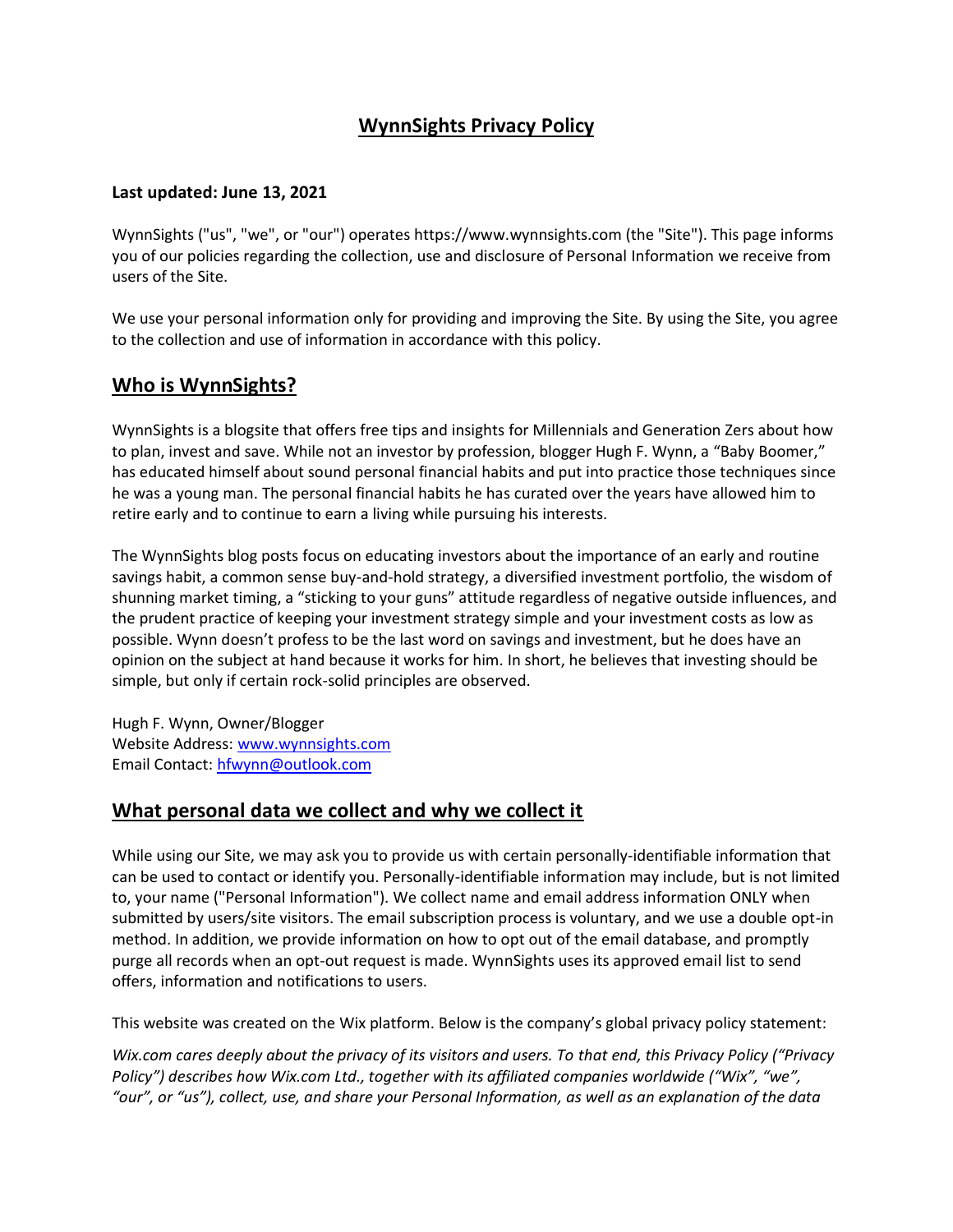# WynnSights Privacy Policy

**Last updated: June 13, 2021**

WynnSights ("us", "we", or "our") operates https://www.wynnsights.com (the "Site"). This page informs you of our policies regarding the collection, use and disclosure of Personal Information we receive from users of the Site.

We use your personal information only for providing and improving the Site. By using the Site, you agree to the collection and use of information in accordance with this policy.

## Who is WynnSights?

WynnSights is a blogsite that offers free tips and insights for Millennials and Generation Zers about how to plan, invest and save. While not an investor by profession, blogger Hugh F. Wynn, a "Baby Boomer," has educated himself about sound personal financial habits and put into practice those techniques since he was a young man. The personal financial habits he has curated over the years have allowed him to retire early and to continue to earn a living while pursuing his interests.

The WynnSights blog posts focus on educating investors about the importance of an early and routine savings habit, a common sense buy-and-hold strategy, a diversified investment portfolio, the wisdom of shunning market timing, a "sticking to your guns" attitude regardless of negative outside influences, and the prudent practice of keeping your investment strategy simple and your investment costs as low as possible. Wynn doesn't profess to be the last word on savings and investment, but he does have an opinion on the subject at hand because it works for him. In short, he believes that investing should be simple, but only if certain rock-solid principles are observed.

Hugh F. Wynn, Owner/Blogger
Website Address: [www.wynnsights.com](www.wynnsights.com)
Email Contact: [hfwynn@outlook.com](mailto:hfwynn@outlook.com)

## What personal data we collect and why we collect it

While using our Site, we may ask you to provide us with certain personally-identifiable information that can be used to contact or identify you. Personally-identifiable information may include, but is not limited to, your name ("Personal Information"). We collect name and email address information ONLY when submitted by users/site visitors. The email subscription process is voluntary, and we use a double opt-in method. In addition, we provide information on how to opt out of the email database, and promptly purge all records when an opt-out request is made. WynnSights uses its approved email list to send offers, information and notifications to users.

This website was created on the Wix platform. Below is the company's global privacy policy statement:

*Wix.com cares deeply about the privacy of its visitors and users. To that end, this Privacy Policy ("Privacy Policy") describes how Wix.com Ltd., together with its affiliated companies worldwide ("Wix", "we", "our", or "us"), collect, use, and share your Personal Information, as well as an explanation of the data*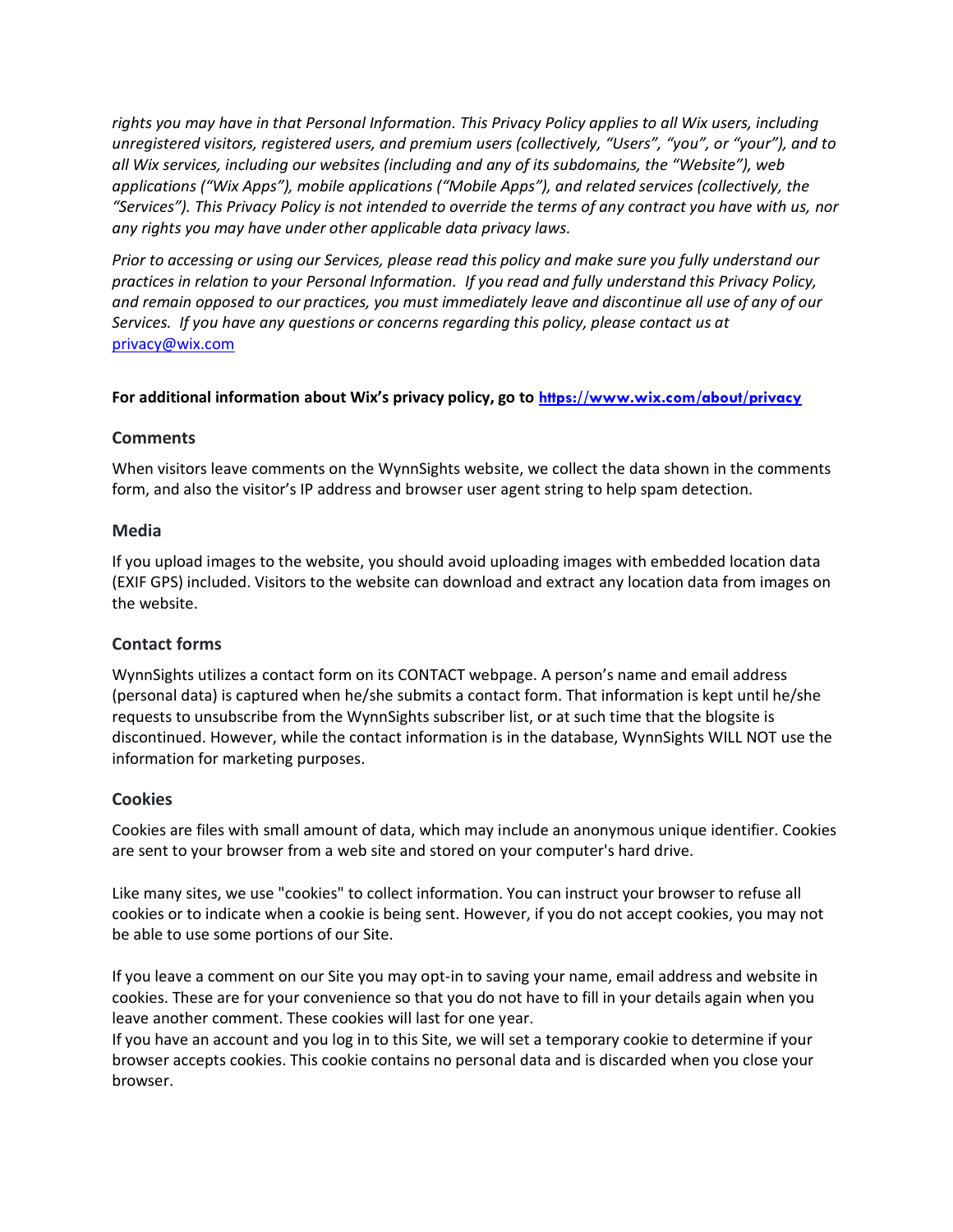*rights you may have in that Personal Information. This Privacy Policy applies to all Wix users, including unregistered visitors, registered users, and premium users (collectively, "Users", "you", or "your"), and to all Wix services, including our websites (including and any of its subdomains, the "Website"), web applications ("Wix Apps"), mobile applications ("Mobile Apps"), and related services (collectively, the "Services"). This Privacy Policy is not intended to override the terms of any contract you have with us, nor any rights you may have under other applicable data privacy laws.*

*Prior to accessing or using our Services, please read this policy and make sure you fully understand our practices in relation to your Personal Information. If you read and fully understand this Privacy Policy, and remain opposed to our practices, you must immediately leave and discontinue all use of any of our Services. If you have any questions or concerns regarding this policy, please contact us at* [privacy@wix.com](mailto:privacy@wix.com)

**For additional information about Wix's privacy policy, go to [https://www.wix.com/about/privacy](https://www.wix.com/about/privacy)**

### Comments

When visitors leave comments on the WynnSights website, we collect the data shown in the comments form, and also the visitor's IP address and browser user agent string to help spam detection.

### Media

If you upload images to the website, you should avoid uploading images with embedded location data (EXIF GPS) included. Visitors to the website can download and extract any location data from images on the website.

### Contact forms

WynnSights utilizes a contact form on its CONTACT webpage. A person's name and email address (personal data) is captured when he/she submits a contact form. That information is kept until he/she requests to unsubscribe from the WynnSights subscriber list, or at such time that the blogsite is discontinued. However, while the contact information is in the database, WynnSights WILL NOT use the information for marketing purposes.

### Cookies

Cookies are files with small amount of data, which may include an anonymous unique identifier. Cookies are sent to your browser from a web site and stored on your computer's hard drive.

Like many sites, we use "cookies" to collect information. You can instruct your browser to refuse all cookies or to indicate when a cookie is being sent. However, if you do not accept cookies, you may not be able to use some portions of our Site.

If you leave a comment on our Site you may opt-in to saving your name, email address and website in cookies. These are for your convenience so that you do not have to fill in your details again when you leave another comment. These cookies will last for one year.
If you have an account and you log in to this Site, we will set a temporary cookie to determine if your browser accepts cookies. This cookie contains no personal data and is discarded when you close your browser.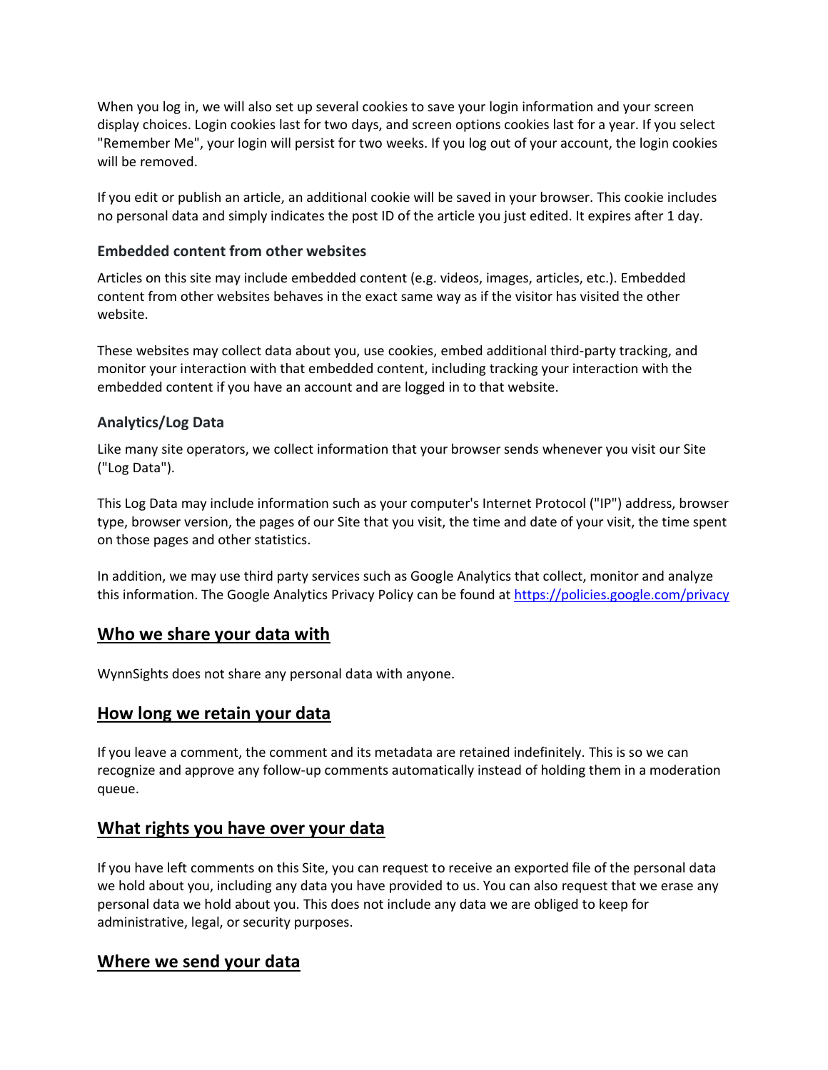When you log in, we will also set up several cookies to save your login information and your screen display choices. Login cookies last for two days, and screen options cookies last for a year. If you select "Remember Me", your login will persist for two weeks. If you log out of your account, the login cookies will be removed.

If you edit or publish an article, an additional cookie will be saved in your browser. This cookie includes no personal data and simply indicates the post ID of the article you just edited. It expires after 1 day.

### Embedded content from other websites

Articles on this site may include embedded content (e.g. videos, images, articles, etc.). Embedded content from other websites behaves in the exact same way as if the visitor has visited the other website.

These websites may collect data about you, use cookies, embed additional third-party tracking, and monitor your interaction with that embedded content, including tracking your interaction with the embedded content if you have an account and are logged in to that website.

### Analytics/Log Data

Like many site operators, we collect information that your browser sends whenever you visit our Site ("Log Data").

This Log Data may include information such as your computer's Internet Protocol ("IP") address, browser type, browser version, the pages of our Site that you visit, the time and date of your visit, the time spent on those pages and other statistics.

In addition, we may use third party services such as Google Analytics that collect, monitor and analyze this information. The Google Analytics Privacy Policy can be found at [https://policies.google.com/privacy](https://policies.google.com/privacy)

## Who we share your data with

WynnSights does not share any personal data with anyone.

## How long we retain your data

If you leave a comment, the comment and its metadata are retained indefinitely. This is so we can recognize and approve any follow-up comments automatically instead of holding them in a moderation queue.

## What rights you have over your data

If you have left comments on this Site, you can request to receive an exported file of the personal data we hold about you, including any data you have provided to us. You can also request that we erase any personal data we hold about you. This does not include any data we are obliged to keep for administrative, legal, or security purposes.

## Where we send your data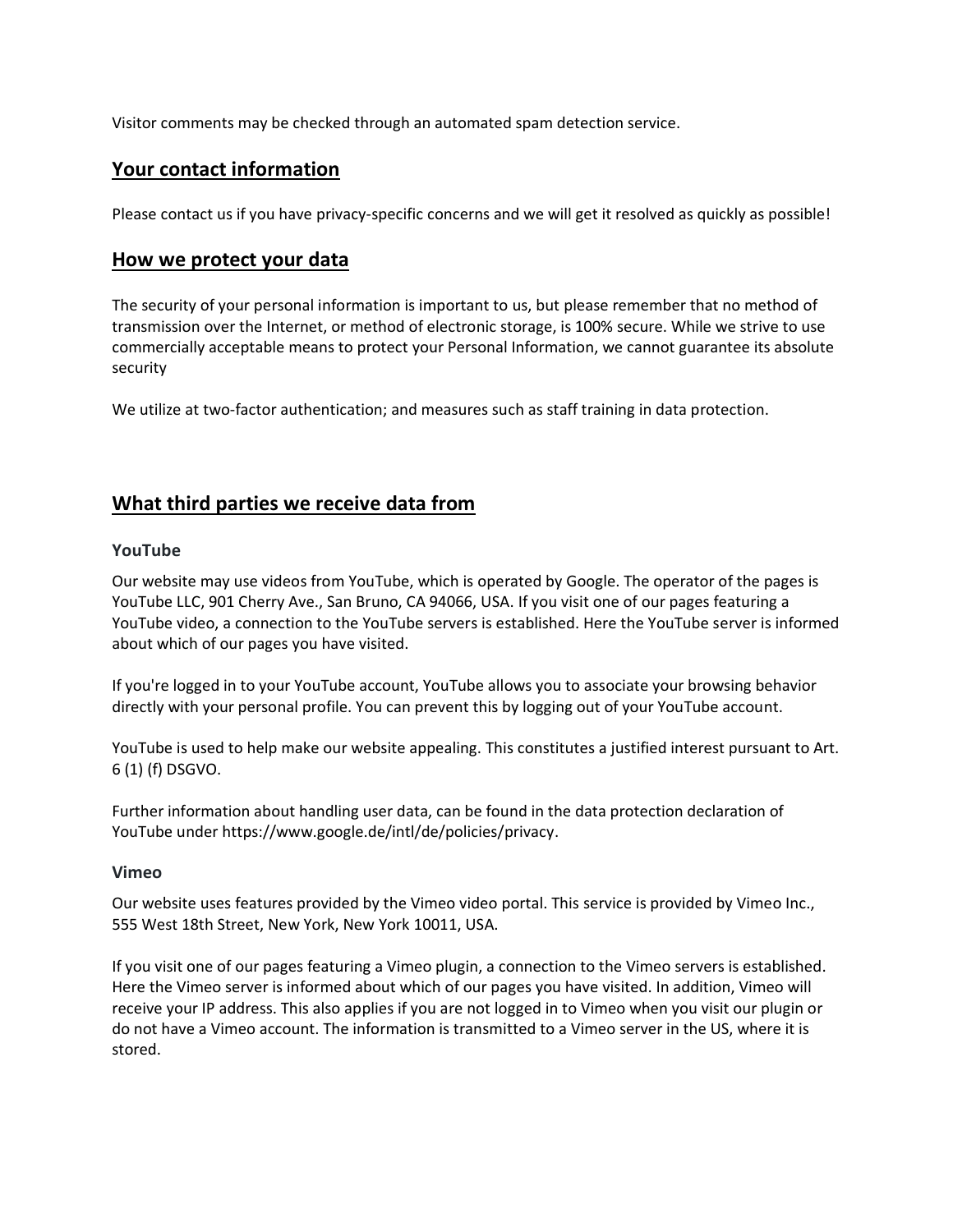Visitor comments may be checked through an automated spam detection service.

## Your contact information

Please contact us if you have privacy-specific concerns and we will get it resolved as quickly as possible!

## How we protect your data

The security of your personal information is important to us, but please remember that no method of transmission over the Internet, or method of electronic storage, is 100% secure. While we strive to use commercially acceptable means to protect your Personal Information, we cannot guarantee its absolute security

We utilize at two-factor authentication; and measures such as staff training in data protection.

## What third parties we receive data from

### YouTube

Our website may use videos from YouTube, which is operated by Google. The operator of the pages is YouTube LLC, 901 Cherry Ave., San Bruno, CA 94066, USA. If you visit one of our pages featuring a YouTube video, a connection to the YouTube servers is established. Here the YouTube server is informed about which of our pages you have visited.

If you're logged in to your YouTube account, YouTube allows you to associate your browsing behavior directly with your personal profile. You can prevent this by logging out of your YouTube account.

YouTube is used to help make our website appealing. This constitutes a justified interest pursuant to Art. 6 (1) (f) DSGVO.

Further information about handling user data, can be found in the data protection declaration of YouTube under https://www.google.de/intl/de/policies/privacy.

### Vimeo

Our website uses features provided by the Vimeo video portal. This service is provided by Vimeo Inc., 555 West 18th Street, New York, New York 10011, USA.

If you visit one of our pages featuring a Vimeo plugin, a connection to the Vimeo servers is established. Here the Vimeo server is informed about which of our pages you have visited. In addition, Vimeo will receive your IP address. This also applies if you are not logged in to Vimeo when you visit our plugin or do not have a Vimeo account. The information is transmitted to a Vimeo server in the US, where it is stored.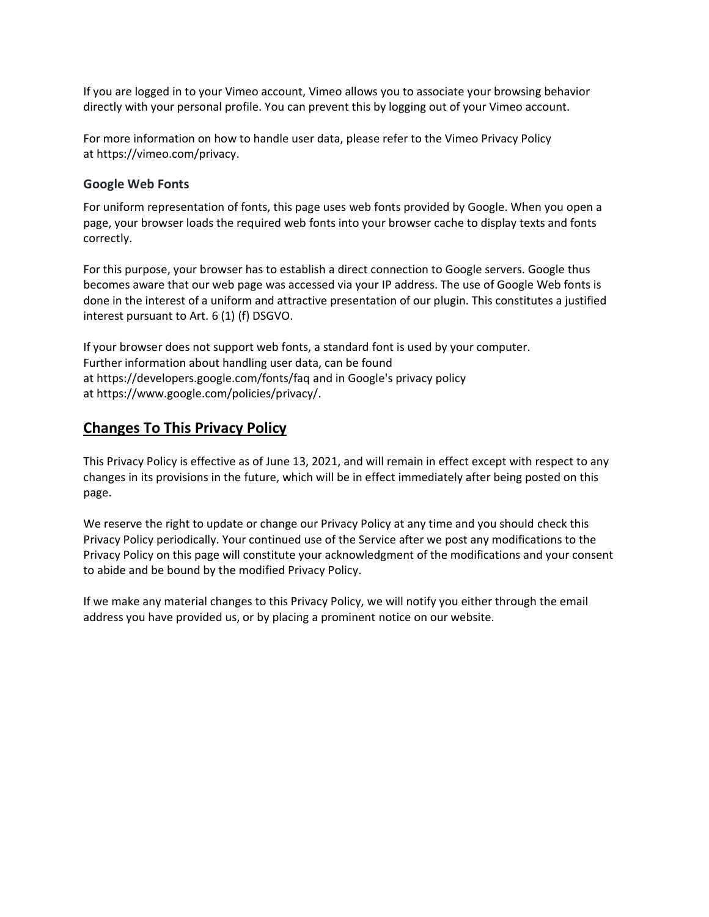If you are logged in to your Vimeo account, Vimeo allows you to associate your browsing behavior directly with your personal profile. You can prevent this by logging out of your Vimeo account.

For more information on how to handle user data, please refer to the Vimeo Privacy Policy at https://vimeo.com/privacy.

### Google Web Fonts

For uniform representation of fonts, this page uses web fonts provided by Google. When you open a page, your browser loads the required web fonts into your browser cache to display texts and fonts correctly.

For this purpose, your browser has to establish a direct connection to Google servers. Google thus becomes aware that our web page was accessed via your IP address. The use of Google Web fonts is done in the interest of a uniform and attractive presentation of our plugin. This constitutes a justified interest pursuant to Art. 6 (1) (f) DSGVO.

If your browser does not support web fonts, a standard font is used by your computer.
Further information about handling user data, can be found at https://developers.google.com/fonts/faq and in Google's privacy policy at https://www.google.com/policies/privacy/.

## Changes To This Privacy Policy

This Privacy Policy is effective as of June 13, 2021, and will remain in effect except with respect to any changes in its provisions in the future, which will be in effect immediately after being posted on this page.

We reserve the right to update or change our Privacy Policy at any time and you should check this Privacy Policy periodically. Your continued use of the Service after we post any modifications to the Privacy Policy on this page will constitute your acknowledgment of the modifications and your consent to abide and be bound by the modified Privacy Policy.

If we make any material changes to this Privacy Policy, we will notify you either through the email address you have provided us, or by placing a prominent notice on our website.